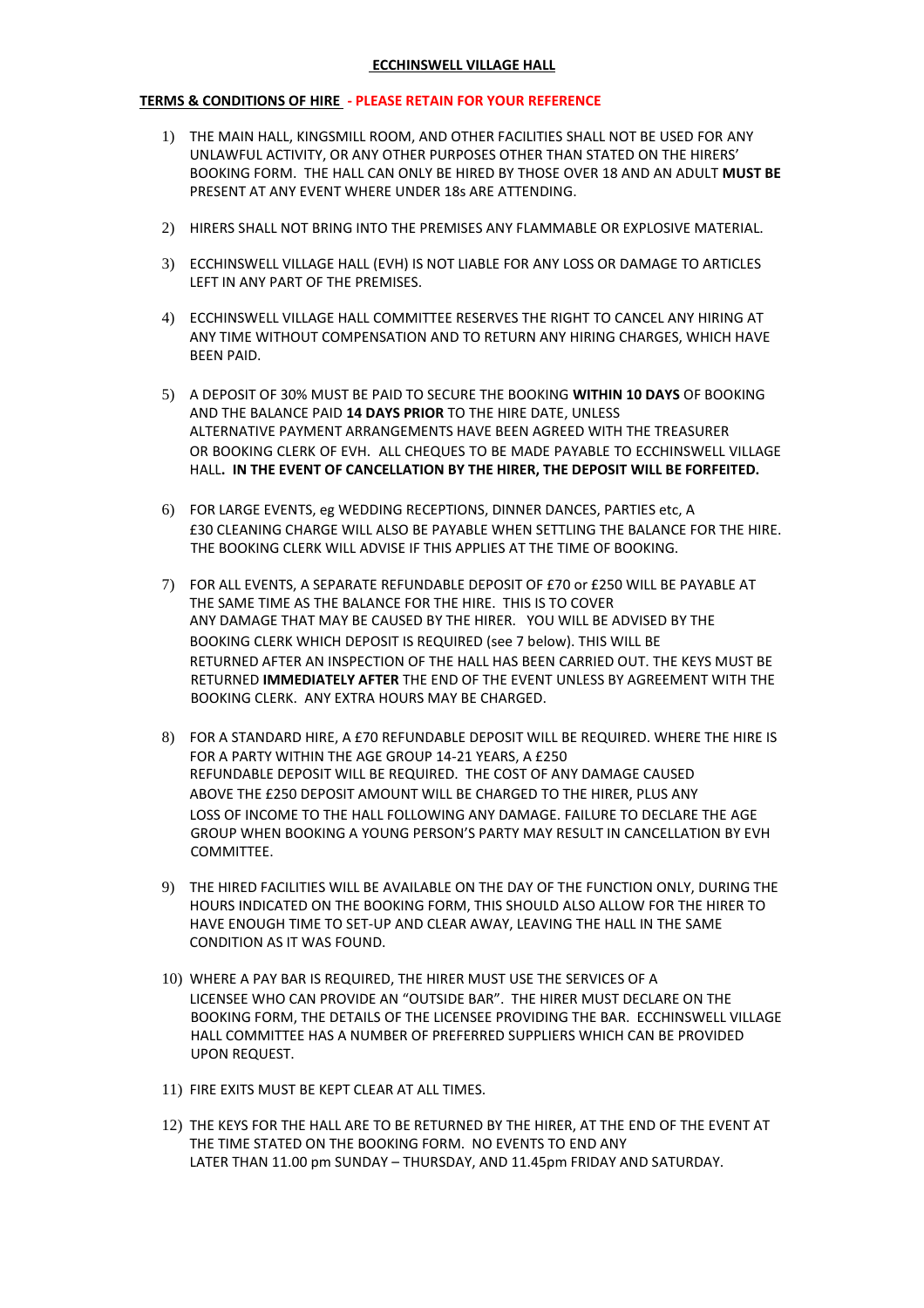# ECCHINSWELL VILLAGE HALL

## TERMS & CONDITIONS OF HIRE - PLEASE RETAIN FOR YOUR REFERENCE

1) THE MAIN HALL, KINGSMILL ROOM, AND OTHER FACILITIES SHALL NOT BE USED FOR ANY UNLAWFUL ACTIVITY, OR ANY OTHER PURPOSES OTHER THAN STATED ON THE HIRERS' BOOKING FORM. THE HALL CAN ONLY BE HIRED BY THOSE OVER 18 AND AN ADULT **MUST BE** PRESENT AT ANY EVENT WHERE UNDER 18s ARE ATTENDING.

2) HIRERS SHALL NOT BRING INTO THE PREMISES ANY FLAMMABLE OR EXPLOSIVE MATERIAL.

3) ECCHINSWELL VILLAGE HALL (EVH) IS NOT LIABLE FOR ANY LOSS OR DAMAGE TO ARTICLES LEFT IN ANY PART OF THE PREMISES.

4) ECCHINSWELL VILLAGE HALL COMMITTEE RESERVES THE RIGHT TO CANCEL ANY HIRING AT ANY TIME WITHOUT COMPENSATION AND TO RETURN ANY HIRING CHARGES, WHICH HAVE BEEN PAID.

5) A DEPOSIT OF 30% MUST BE PAID TO SECURE THE BOOKING **WITHIN 10 DAYS** OF BOOKING AND THE BALANCE PAID **14 DAYS PRIOR** TO THE HIRE DATE, UNLESS ALTERNATIVE PAYMENT ARRANGEMENTS HAVE BEEN AGREED WITH THE TREASURER OR BOOKING CLERK OF EVH. ALL CHEQUES TO BE MADE PAYABLE TO ECCHINSWELL VILLAGE HALL**. IN THE EVENT OF CANCELLATION BY THE HIRER, THE DEPOSIT WILL BE FORFEITED.**

6) FOR LARGE EVENTS, eg WEDDING RECEPTIONS, DINNER DANCES, PARTIES etc, A £30 CLEANING CHARGE WILL ALSO BE PAYABLE WHEN SETTLING THE BALANCE FOR THE HIRE. THE BOOKING CLERK WILL ADVISE IF THIS APPLIES AT THE TIME OF BOOKING.

7) FOR ALL EVENTS, A SEPARATE REFUNDABLE DEPOSIT OF £70 or £250 WILL BE PAYABLE AT THE SAME TIME AS THE BALANCE FOR THE HIRE. THIS IS TO COVER ANY DAMAGE THAT MAY BE CAUSED BY THE HIRER. YOU WILL BE ADVISED BY THE BOOKING CLERK WHICH DEPOSIT IS REQUIRED (see 7 below). THIS WILL BE RETURNED AFTER AN INSPECTION OF THE HALL HAS BEEN CARRIED OUT. THE KEYS MUST BE RETURNED **IMMEDIATELY AFTER** THE END OF THE EVENT UNLESS BY AGREEMENT WITH THE BOOKING CLERK. ANY EXTRA HOURS MAY BE CHARGED.

8) FOR A STANDARD HIRE, A £70 REFUNDABLE DEPOSIT WILL BE REQUIRED. WHERE THE HIRE IS FOR A PARTY WITHIN THE AGE GROUP 14-21 YEARS, A £250 REFUNDABLE DEPOSIT WILL BE REQUIRED. THE COST OF ANY DAMAGE CAUSED ABOVE THE £250 DEPOSIT AMOUNT WILL BE CHARGED TO THE HIRER, PLUS ANY LOSS OF INCOME TO THE HALL FOLLOWING ANY DAMAGE. FAILURE TO DECLARE THE AGE GROUP WHEN BOOKING A YOUNG PERSON'S PARTY MAY RESULT IN CANCELLATION BY EVH COMMITTEE.

9) THE HIRED FACILITIES WILL BE AVAILABLE ON THE DAY OF THE FUNCTION ONLY, DURING THE HOURS INDICATED ON THE BOOKING FORM, THIS SHOULD ALSO ALLOW FOR THE HIRER TO HAVE ENOUGH TIME TO SET-UP AND CLEAR AWAY, LEAVING THE HALL IN THE SAME CONDITION AS IT WAS FOUND.

10) WHERE A PAY BAR IS REQUIRED, THE HIRER MUST USE THE SERVICES OF A LICENSEE WHO CAN PROVIDE AN "OUTSIDE BAR". THE HIRER MUST DECLARE ON THE BOOKING FORM, THE DETAILS OF THE LICENSEE PROVIDING THE BAR. ECCHINSWELL VILLAGE HALL COMMITTEE HAS A NUMBER OF PREFERRED SUPPLIERS WHICH CAN BE PROVIDED UPON REQUEST.

11) FIRE EXITS MUST BE KEPT CLEAR AT ALL TIMES.

12) THE KEYS FOR THE HALL ARE TO BE RETURNED BY THE HIRER, AT THE END OF THE EVENT AT THE TIME STATED ON THE BOOKING FORM. NO EVENTS TO END ANY LATER THAN 11.00 pm SUNDAY – THURSDAY, AND 11.45pm FRIDAY AND SATURDAY.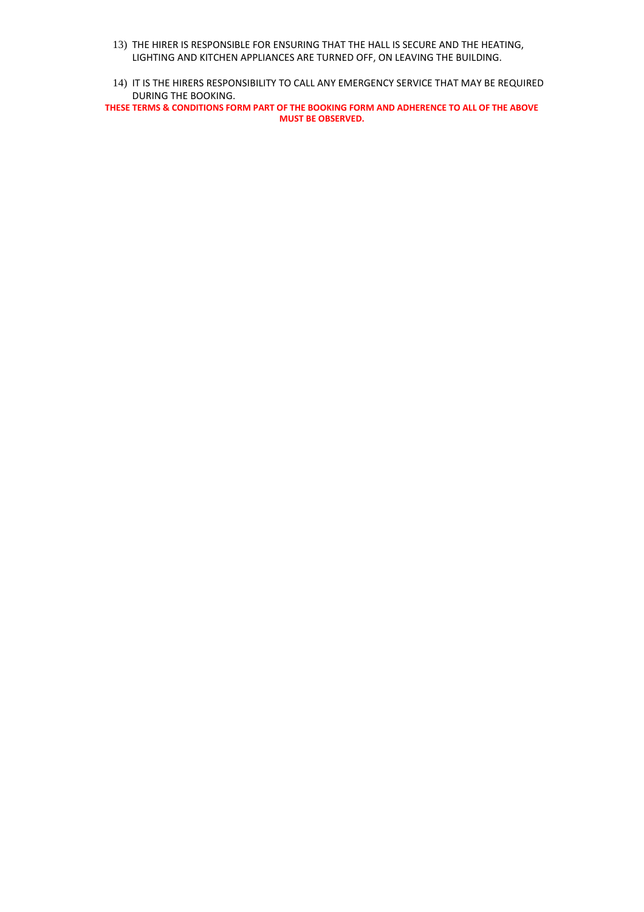13) THE HIRER IS RESPONSIBLE FOR ENSURING THAT THE HALL IS SECURE AND THE HEATING, LIGHTING AND KITCHEN APPLIANCES ARE TURNED OFF, ON LEAVING THE BUILDING.

14) IT IS THE HIRERS RESPONSIBILITY TO CALL ANY EMERGENCY SERVICE THAT MAY BE REQUIRED DURING THE BOOKING.

**THESE TERMS & CONDITIONS FORM PART OF THE BOOKING FORM AND ADHERENCE TO ALL OF THE ABOVE MUST BE OBSERVED.**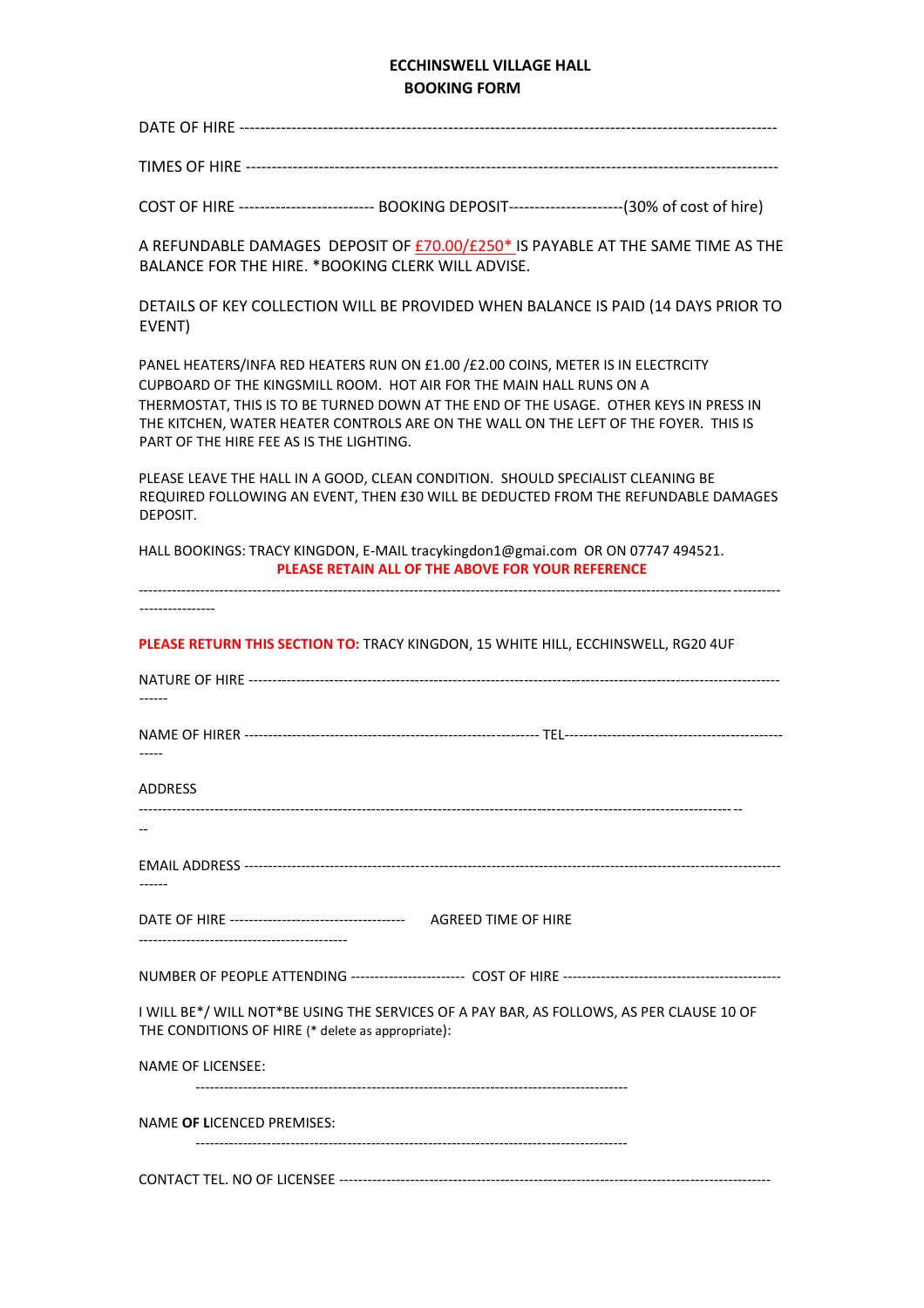# ECCHINSWELL VILLAGE HALL
## BOOKING FORM

DATE OF HIRE ----------------------------------------------------------------------------------------------------

TIMES OF HIRE ---------------------------------------------------------------------------------------------------

COST OF HIRE -------------------------- BOOKING DEPOSIT----------------------(30% of cost of hire)

A REFUNDABLE DAMAGES DEPOSIT OF £70.00/£250* IS PAYABLE AT THE SAME TIME AS THE BALANCE FOR THE HIRE. *BOOKING CLERK WILL ADVISE.

DETAILS OF KEY COLLECTION WILL BE PROVIDED WHEN BALANCE IS PAID (14 DAYS PRIOR TO EVENT)

PANEL HEATERS/INFA RED HEATERS RUN ON £1.00 /£2.00 COINS, METER IS IN ELECTRCITY CUPBOARD OF THE KINGSMILL ROOM. HOT AIR FOR THE MAIN HALL RUNS ON A THERMOSTAT, THIS IS TO BE TURNED DOWN AT THE END OF THE USAGE. OTHER KEYS IN PRESS IN THE KITCHEN, WATER HEATER CONTROLS ARE ON THE WALL ON THE LEFT OF THE FOYER. THIS IS PART OF THE HIRE FEE AS IS THE LIGHTING.

PLEASE LEAVE THE HALL IN A GOOD, CLEAN CONDITION. SHOULD SPECIALIST CLEANING BE REQUIRED FOLLOWING AN EVENT, THEN £30 WILL BE DEDUCTED FROM THE REFUNDABLE DAMAGES DEPOSIT.

HALL BOOKINGS: TRACY KINGDON, E-MAIL tracykingdon1@gmai.com OR ON 07747 494521.

**PLEASE RETAIN ALL OF THE ABOVE FOR YOUR REFERENCE**

--------------------------------------------------------------------------------------------------------------------------------------------

**PLEASE RETURN THIS SECTION TO:** TRACY KINGDON, 15 WHITE HILL, ECCHINSWELL, RG20 4UF

NATURE OF HIRE ------------------------------------------------------------------------------------------------------------

NAME OF HIRER --------------------------------------------------------------- TEL--------------------------------------------------

ADDRESS

-------------------------------------------------------------------------------------------------------------------------

EMAIL ADDRESS ------------------------------------------------------------------------------------------------------------

DATE OF HIRE ------------------------------------- AGREED TIME OF HIRE --------------------------------------------

NUMBER OF PEOPLE ATTENDING ----------------------- COST OF HIRE ---------------------------------------------

I WILL BE*/ WILL NOT*BE USING THE SERVICES OF A PAY BAR, AS FOLLOWS, AS PER CLAUSE 10 OF THE CONDITIONS OF HIRE (* delete as appropriate):

NAME OF LICENSEE:

-----------------------------------------------------------------------------------------

NAME **OF L**ICENCED PREMISES:

-----------------------------------------------------------------------------------------

CONTACT TEL. NO OF LICENSEE ----------------------------------------------------------------------------------------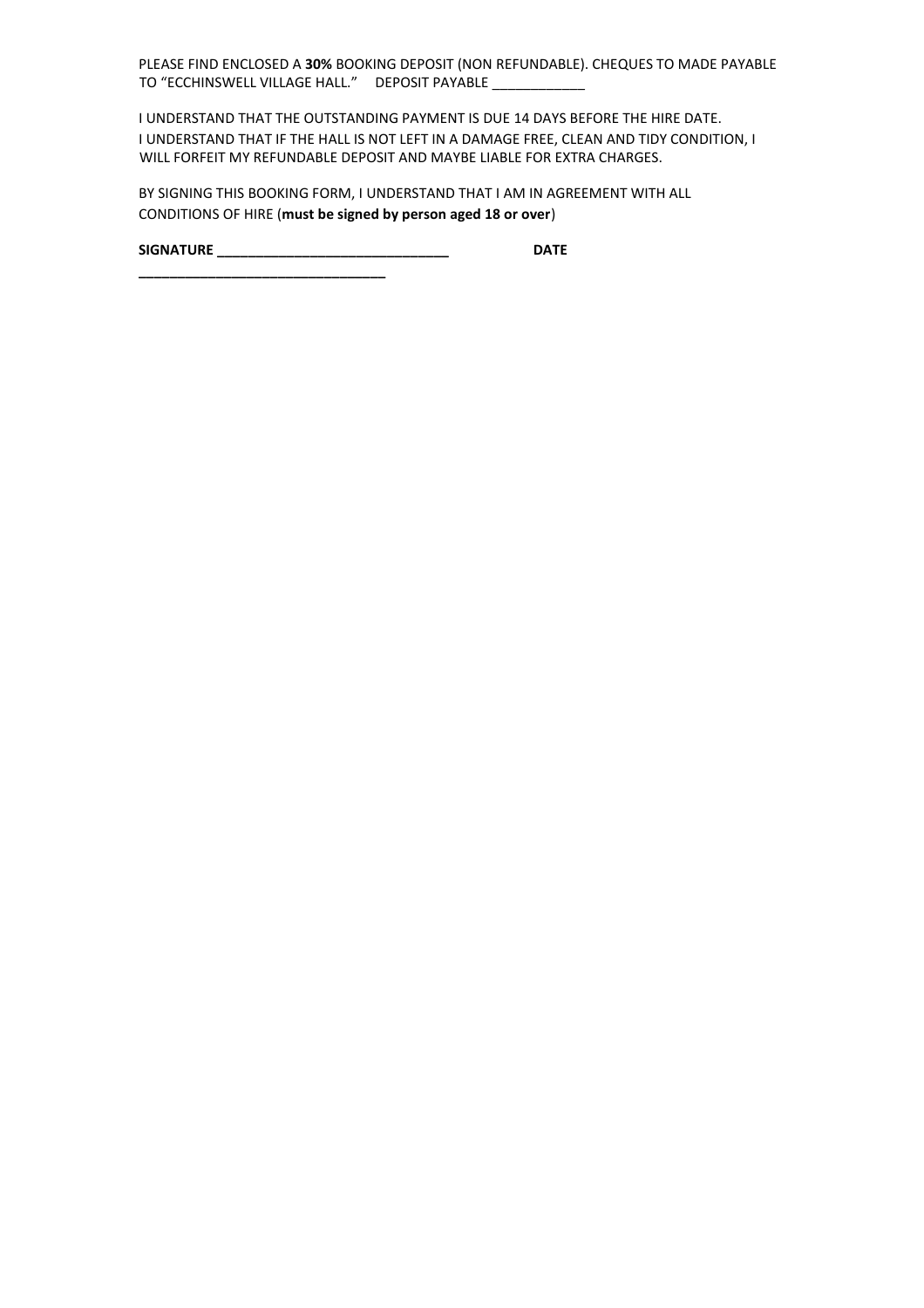PLEASE FIND ENCLOSED A **30%** BOOKING DEPOSIT (NON REFUNDABLE). CHEQUES TO MADE PAYABLE TO "ECCHINSWELL VILLAGE HALL."  DEPOSIT PAYABLE ____________

I UNDERSTAND THAT THE OUTSTANDING PAYMENT IS DUE 14 DAYS BEFORE THE HIRE DATE.
I UNDERSTAND THAT IF THE HALL IS NOT LEFT IN A DAMAGE FREE, CLEAN AND TIDY CONDITION, I WILL FORFEIT MY REFUNDABLE DEPOSIT AND MAYBE LIABLE FOR EXTRA CHARGES.

BY SIGNING THIS BOOKING FORM, I UNDERSTAND THAT I AM IN AGREEMENT WITH ALL CONDITIONS OF HIRE (**must be signed by person aged 18 or over**)

**SIGNATURE ______________________________  DATE ________________________________**